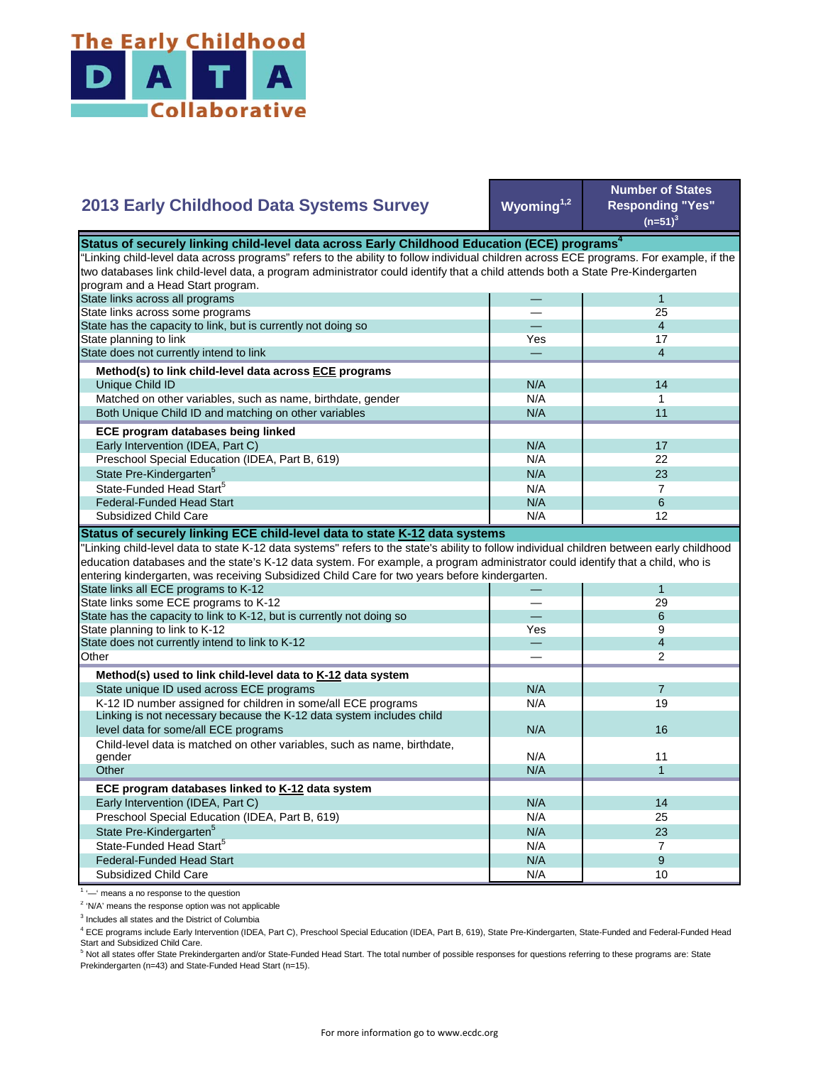The Early Childhood DATA Collaborative

## 2013 Early Childhood Data Systems Survey

| | Wyoming[1,2] | Number of States Responding "Yes" (n=51)[3] |
|---|---|---|
| **Status of securely linking child-level data across Early Childhood Education (ECE) programs[4]** | | |
| "Linking child-level data across programs" refers to the ability to follow individual children across ECE programs. For example, if the two databases link child-level data, a program administrator could identify that a child attends both a State Pre-Kindergarten program and a Head Start program. | | |
| State links across all programs | — | 1 |
| State links across some programs | — | 25 |
| State has the capacity to link, but is currently not doing so | — | 4 |
| State planning to link | Yes | 17 |
| State does not currently intend to link | — | 4 |
| **Method(s) to link child-level data across ECE programs** | | |
| Unique Child ID | N/A | 14 |
| Matched on other variables, such as name, birthdate, gender | N/A | 1 |
| Both Unique Child ID and matching on other variables | N/A | 11 |
| **ECE program databases being linked** | | |
| Early Intervention (IDEA, Part C) | N/A | 17 |
| Preschool Special Education (IDEA, Part B, 619) | N/A | 22 |
| State Pre-Kindergarten[5] | N/A | 23 |
| State-Funded Head Start[5] | N/A | 7 |
| Federal-Funded Head Start | N/A | 6 |
| Subsidized Child Care | N/A | 12 |
| **Status of securely linking ECE child-level data to state K-12 data systems** | | |
| "Linking child-level data to state K-12 data systems" refers to the state's ability to follow individual children between early childhood education databases and the state's K-12 data system. For example, a program administrator could identify that a child, who is entering kindergarten, was receiving Subsidized Child Care for two years before kindergarten. | | |
| State links all ECE programs to K-12 | — | 1 |
| State links some ECE programs to K-12 | — | 29 |
| State has the capacity to link to K-12, but is currently not doing so | — | 6 |
| State planning to link to K-12 | Yes | 9 |
| State does not currently intend to link to K-12 | — | 4 |
| Other | — | 2 |
| **Method(s) used to link child-level data to K-12 data system** | | |
| State unique ID used across ECE programs | N/A | 7 |
| K-12 ID number assigned for children in some/all ECE programs | N/A | 19 |
| Linking is not necessary because the K-12 data system includes child level data for some/all ECE programs | N/A | 16 |
| Child-level data is matched on other variables, such as name, birthdate, gender | N/A | 11 |
| Other | N/A | 1 |
| **ECE program databases linked to K-12 data system** | | |
| Early Intervention (IDEA, Part C) | N/A | 14 |
| Preschool Special Education (IDEA, Part B, 619) | N/A | 25 |
| State Pre-Kindergarten[5] | N/A | 23 |
| State-Funded Head Start[5] | N/A | 7 |
| Federal-Funded Head Start | N/A | 9 |
| Subsidized Child Care | N/A | 10 |

[1] '—' means a no response to the question

[2] 'N/A' means the response option was not applicable

[3] Includes all states and the District of Columbia

[4] ECE programs include Early Intervention (IDEA, Part C), Preschool Special Education (IDEA, Part B, 619), State Pre-Kindergarten, State-Funded and Federal-Funded Head Start and Subsidized Child Care.

[5] Not all states offer State Prekindergarten and/or State-Funded Head Start. The total number of possible responses for questions referring to these programs are: State Prekindergarten (n=43) and State-Funded Head Start (n=15).

For more information go to www.ecdc.org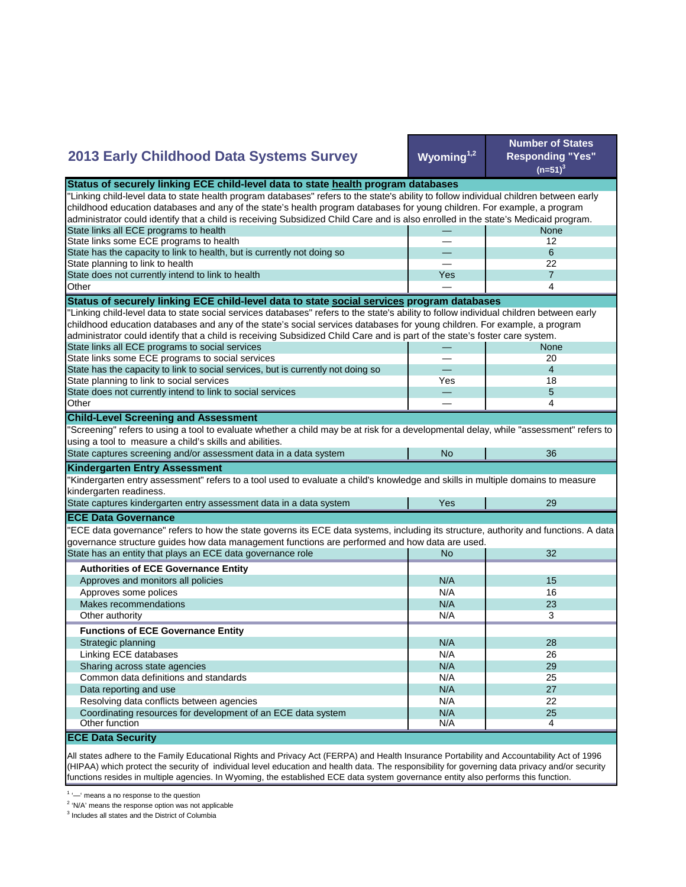| 2013 Early Childhood Data Systems Survey | Wyoming[1,2] | Number of States Responding "Yes" (n=51)[3] |
|---|---|---|
| **Status of securely linking ECE child-level data to state health program databases** | | |
| "Linking child-level data to state health program databases" refers to the state's ability to follow individual children between early childhood education databases and any of the state's health program databases for young children. For example, a program administrator could identify that a child is receiving Subsidized Child Care and is also enrolled in the state's Medicaid program. | | |
| State links all ECE programs to health | — | None |
| State links some ECE programs to health | — | 12 |
| State has the capacity to link to health, but is currently not doing so | — | 6 |
| State planning to link to health | — | 22 |
| State does not currently intend to link to health | Yes | 7 |
| Other | — | 4 |
| **Status of securely linking ECE child-level data to state social services program databases** | | |
| "Linking child-level data to state social services databases" refers to the state's ability to follow individual children between early childhood education databases and any of the state's social services databases for young children. For example, a program administrator could identify that a child is receiving Subsidized Child Care and is part of the state's foster care system. | | |
| State links all ECE programs to social services | — | None |
| State links some ECE programs to social services | — | 20 |
| State has the capacity to link to social services, but is currently not doing so | — | 4 |
| State planning to link to social services | Yes | 18 |
| State does not currently intend to link to social services | — | 5 |
| Other | — | 4 |
| **Child-Level Screening and Assessment** | | |
| "Screening" refers to using a tool to evaluate whether a child may be at risk for a developmental delay, while "assessment" refers to using a tool to measure a child's skills and abilities. | | |
| State captures screening and/or assessment data in a data system | No | 36 |
| **Kindergarten Entry Assessment** | | |
| "Kindergarten entry assessment" refers to a tool used to evaluate a child's knowledge and skills in multiple domains to measure kindergarten readiness. | | |
| State captures kindergarten entry assessment data in a data system | Yes | 29 |
| **ECE Data Governance** | | |
| "ECE data governance" refers to how the state governs its ECE data systems, including its structure, authority and functions. A data governance structure guides how data management functions are performed and how data are used. | | |
| State has an entity that plays an ECE data governance role | No | 32 |
| **Authorities of ECE Governance Entity** | | |
| Approves and monitors all policies | N/A | 15 |
| Approves some polices | N/A | 16 |
| Makes recommendations | N/A | 23 |
| Other authority | N/A | 3 |
| **Functions of ECE Governance Entity** | | |
| Strategic planning | N/A | 28 |
| Linking ECE databases | N/A | 26 |
| Sharing across state agencies | N/A | 29 |
| Common data definitions and standards | N/A | 25 |
| Data reporting and use | N/A | 27 |
| Resolving data conflicts between agencies | N/A | 22 |
| Coordinating resources for development of an ECE data system | N/A | 25 |
| Other function | N/A | 4 |
| **ECE Data Security** | | |
| All states adhere to the Family Educational Rights and Privacy Act (FERPA) and Health Insurance Portability and Accountability Act of 1996 (HIPAA) which protect the security of individual level education and health data. The responsibility for governing data privacy and/or security functions resides in multiple agencies. In Wyoming, the established ECE data system governance entity also performs this function. | | |

[1] '—' means a no response to the question

[2] 'N/A' means the response option was not applicable

[3] Includes all states and the District of Columbia